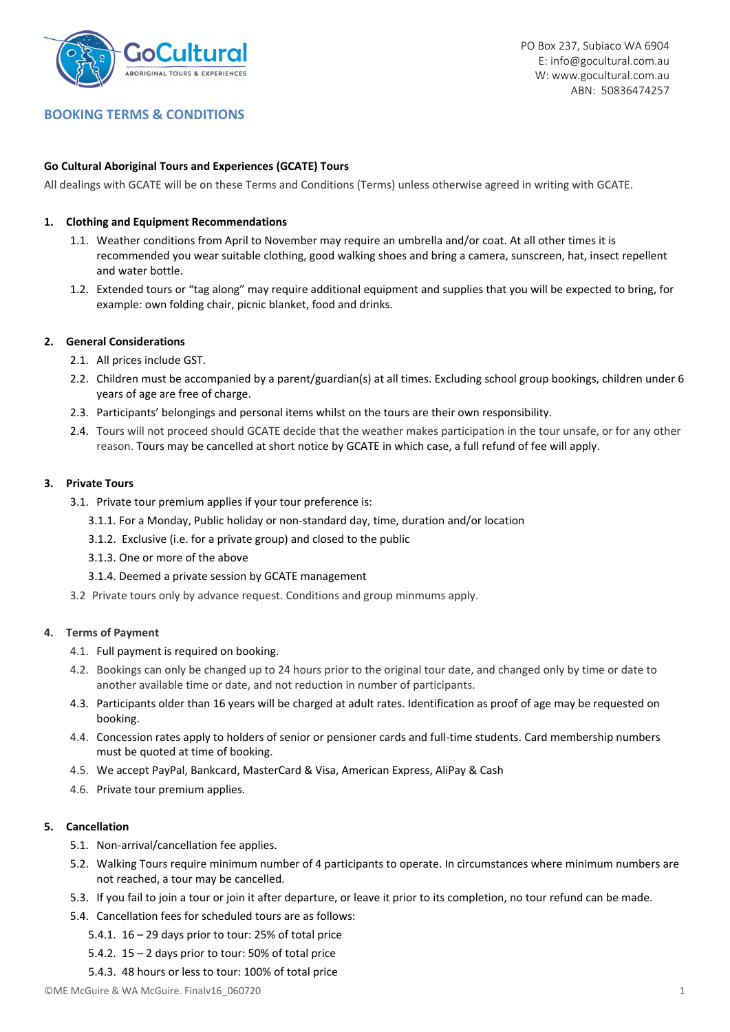PO Box 237, Subiaco WA 6904
E: info@gocultural.com.au
W: www.gocultural.com.au
ABN: 50836474257

## BOOKING TERMS & CONDITIONS

**Go Cultural Aboriginal Tours and Experiences (GCATE) Tours**

All dealings with GCATE will be on these Terms and Conditions (Terms) unless otherwise agreed in writing with GCATE.

**1. Clothing and Equipment Recommendations**

1.1. Weather conditions from April to November may require an umbrella and/or coat. At all other times it is recommended you wear suitable clothing, good walking shoes and bring a camera, sunscreen, hat, insect repellent and water bottle.

1.2. Extended tours or "tag along" may require additional equipment and supplies that you will be expected to bring, for example: own folding chair, picnic blanket, food and drinks.

**2. General Considerations**

2.1. All prices include GST.

2.2. Children must be accompanied by a parent/guardian(s) at all times. Excluding school group bookings, children under 6 years of age are free of charge.

2.3. Participants' belongings and personal items whilst on the tours are their own responsibility.

2.4. Tours will not proceed should GCATE decide that the weather makes participation in the tour unsafe, or for any other reason. Tours may be cancelled at short notice by GCATE in which case, a full refund of fee will apply.

**3. Private Tours**

3.1. Private tour premium applies if your tour preference is:

3.1.1. For a Monday, Public holiday or non-standard day, time, duration and/or location

3.1.2. Exclusive (i.e. for a private group) and closed to the public

3.1.3. One or more of the above

3.1.4. Deemed a private session by GCATE management

3.2 Private tours only by advance request. Conditions and group minmums apply.

**4. Terms of Payment**

4.1. Full payment is required on booking.

4.2. Bookings can only be changed up to 24 hours prior to the original tour date, and changed only by time or date to another available time or date, and not reduction in number of participants.

4.3. Participants older than 16 years will be charged at adult rates. Identification as proof of age may be requested on booking.

4.4. Concession rates apply to holders of senior or pensioner cards and full-time students. Card membership numbers must be quoted at time of booking.

4.5. We accept PayPal, Bankcard, MasterCard & Visa, American Express, AliPay & Cash

4.6. Private tour premium applies.

**5. Cancellation**

5.1. Non-arrival/cancellation fee applies.

5.2. Walking Tours require minimum number of 4 participants to operate. In circumstances where minimum numbers are not reached, a tour may be cancelled.

5.3. If you fail to join a tour or join it after departure, or leave it prior to its completion, no tour refund can be made.

5.4. Cancellation fees for scheduled tours are as follows:

5.4.1. 16 – 29 days prior to tour: 25% of total price

5.4.2. 15 – 2 days prior to tour: 50% of total price

5.4.3. 48 hours or less to tour: 100% of total price

©ME McGuire & WA McGuire. Finalv16_060720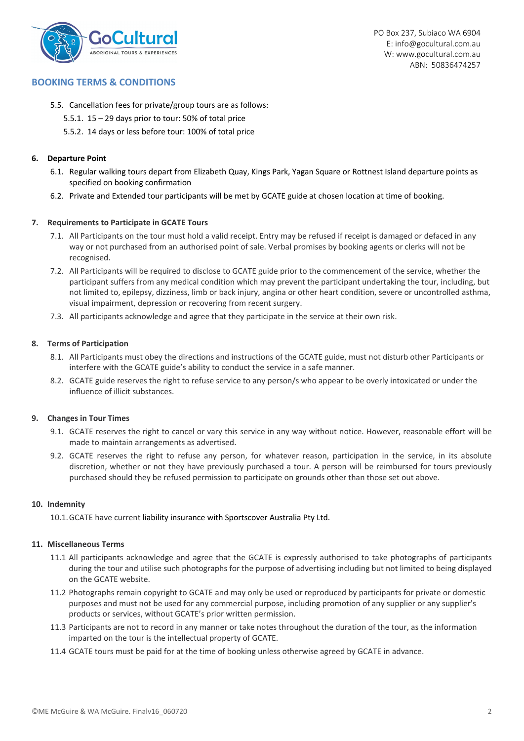PO Box 237, Subiaco WA 6904
E: info@gocultural.com.au
W: www.gocultural.com.au
ABN: 50836474257

## BOOKING TERMS & CONDITIONS

5.5. Cancellation fees for private/group tours are as follows:
   - 5.5.1. 15 – 29 days prior to tour: 50% of total price
   - 5.5.2. 14 days or less before tour: 100% of total price

**6. Departure Point**

6.1. Regular walking tours depart from Elizabeth Quay, Kings Park, Yagan Square or Rottnest Island departure points as specified on booking confirmation

6.2. Private and Extended tour participants will be met by GCATE guide at chosen location at time of booking.

**7. Requirements to Participate in GCATE Tours**

7.1. All Participants on the tour must hold a valid receipt. Entry may be refused if receipt is damaged or defaced in any way or not purchased from an authorised point of sale. Verbal promises by booking agents or clerks will not be recognised.

7.2. All Participants will be required to disclose to GCATE guide prior to the commencement of the service, whether the participant suffers from any medical condition which may prevent the participant undertaking the tour, including, but not limited to, epilepsy, dizziness, limb or back injury, angina or other heart condition, severe or uncontrolled asthma, visual impairment, depression or recovering from recent surgery.

7.3. All participants acknowledge and agree that they participate in the service at their own risk.

**8. Terms of Participation**

8.1. All Participants must obey the directions and instructions of the GCATE guide, must not disturb other Participants or interfere with the GCATE guide's ability to conduct the service in a safe manner.

8.2. GCATE guide reserves the right to refuse service to any person/s who appear to be overly intoxicated or under the influence of illicit substances.

**9. Changes in Tour Times**

9.1. GCATE reserves the right to cancel or vary this service in any way without notice. However, reasonable effort will be made to maintain arrangements as advertised.

9.2. GCATE reserves the right to refuse any person, for whatever reason, participation in the service, in its absolute discretion, whether or not they have previously purchased a tour. A person will be reimbursed for tours previously purchased should they be refused permission to participate on grounds other than those set out above.

**10. Indemnity**

10.1. GCATE have current liability insurance with Sportscover Australia Pty Ltd.

**11. Miscellaneous Terms**

11.1 All participants acknowledge and agree that the GCATE is expressly authorised to take photographs of participants during the tour and utilise such photographs for the purpose of advertising including but not limited to being displayed on the GCATE website.

11.2 Photographs remain copyright to GCATE and may only be used or reproduced by participants for private or domestic purposes and must not be used for any commercial purpose, including promotion of any supplier or any supplier's products or services, without GCATE's prior written permission.

11.3 Participants are not to record in any manner or take notes throughout the duration of the tour, as the information imparted on the tour is the intellectual property of GCATE.

11.4 GCATE tours must be paid for at the time of booking unless otherwise agreed by GCATE in advance.

©ME McGuire & WA McGuire. Finalv16_060720